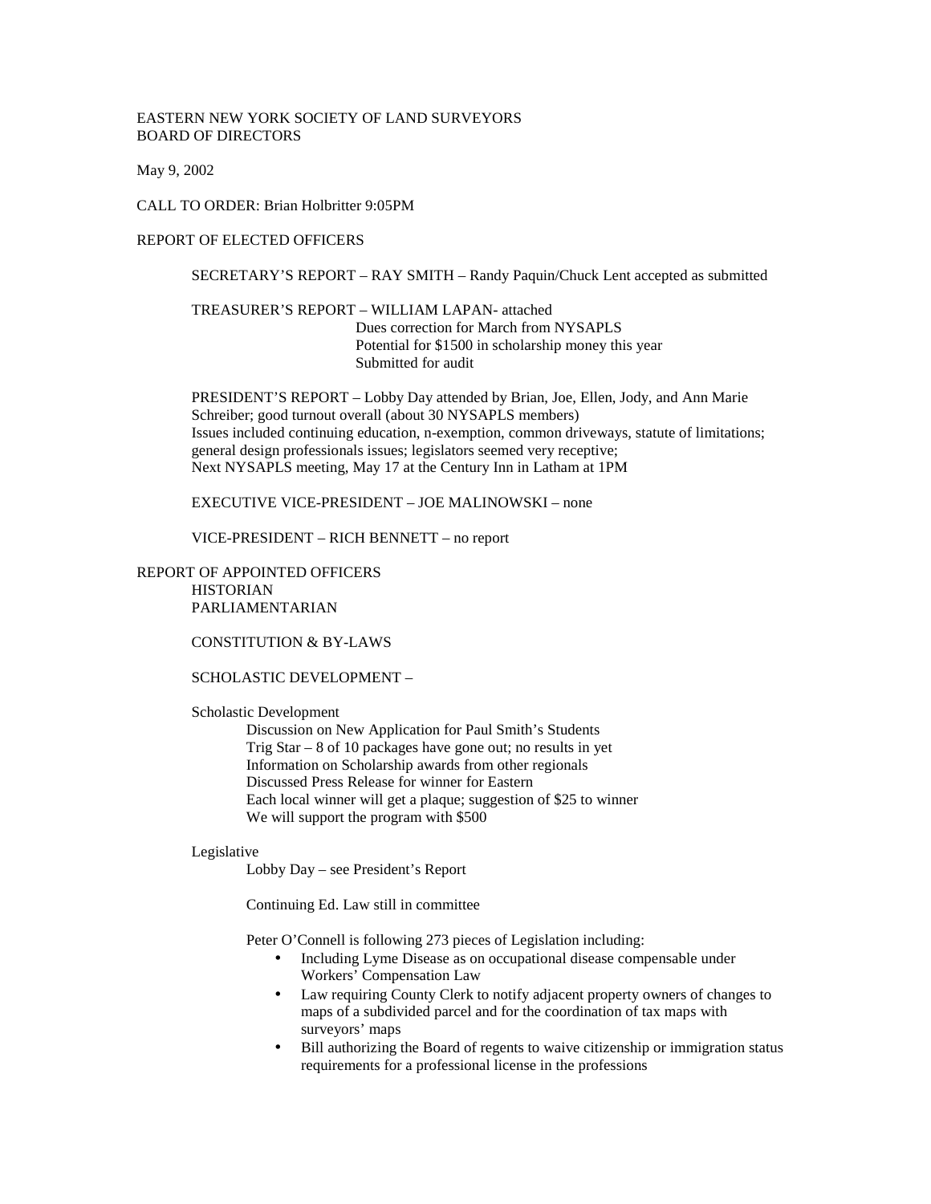EASTERN NEW YORK SOCIETY OF LAND SURVEYORS
BOARD OF DIRECTORS

May 9, 2002

CALL TO ORDER: Brian Holbritter 9:05PM

REPORT OF ELECTED OFFICERS

SECRETARY'S REPORT – RAY SMITH – Randy Paquin/Chuck Lent accepted as submitted

TREASURER'S REPORT – WILLIAM LAPAN- attached
Dues correction for March from NYSAPLS
Potential for $1500 in scholarship money this year
Submitted for audit

PRESIDENT'S REPORT – Lobby Day attended by Brian, Joe, Ellen, Jody, and Ann Marie Schreiber; good turnout overall (about 30 NYSAPLS members)
Issues included continuing education, n-exemption, common driveways, statute of limitations; general design professionals issues; legislators seemed very receptive;
Next NYSAPLS meeting, May 17 at the Century Inn in Latham at 1PM

EXECUTIVE VICE-PRESIDENT – JOE MALINOWSKI – none

VICE-PRESIDENT – RICH BENNETT – no report

REPORT OF APPOINTED OFFICERS
HISTORIAN
PARLIAMENTARIAN

CONSTITUTION & BY-LAWS

SCHOLASTIC DEVELOPMENT –

Scholastic Development
Discussion on New Application for Paul Smith's Students
Trig Star – 8 of 10 packages have gone out; no results in yet
Information on Scholarship awards from other regionals
Discussed Press Release for winner for Eastern
Each local winner will get a plaque; suggestion of $25 to winner
We will support the program with $500

Legislative
Lobby Day – see President's Report

Continuing Ed. Law still in committee

Peter O'Connell is following 273 pieces of Legislation including:

- Including Lyme Disease as on occupational disease compensable under Workers' Compensation Law
- Law requiring County Clerk to notify adjacent property owners of changes to maps of a subdivided parcel and for the coordination of tax maps with surveyors' maps
- Bill authorizing the Board of regents to waive citizenship or immigration status requirements for a professional license in the professions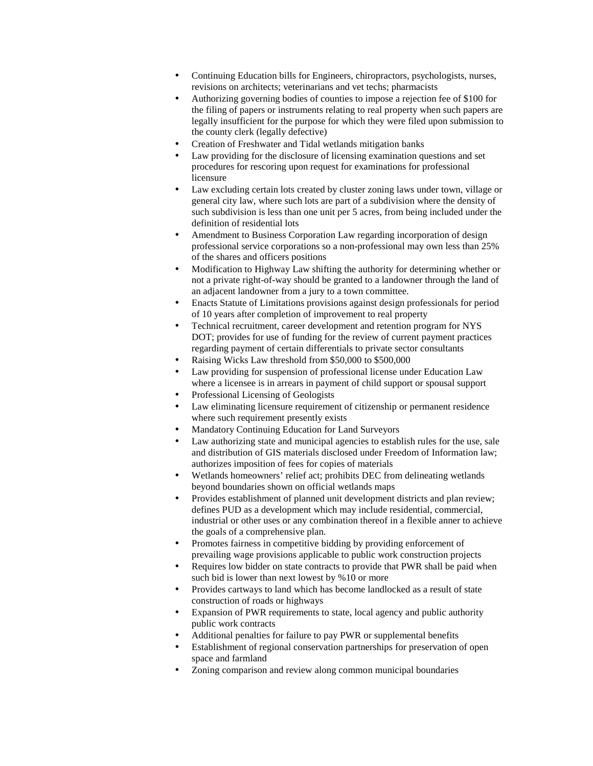- Continuing Education bills for Engineers, chiropractors, psychologists, nurses, revisions on architects; veterinarians and vet techs; pharmacists
- Authorizing governing bodies of counties to impose a rejection fee of $100 for the filing of papers or instruments relating to real property when such papers are legally insufficient for the purpose for which they were filed upon submission to the county clerk (legally defective)
- Creation of Freshwater and Tidal wetlands mitigation banks
- Law providing for the disclosure of licensing examination questions and set procedures for rescoring upon request for examinations for professional licensure
- Law excluding certain lots created by cluster zoning laws under town, village or general city law, where such lots are part of a subdivision where the density of such subdivision is less than one unit per 5 acres, from being included under the definition of residential lots
- Amendment to Business Corporation Law regarding incorporation of design professional service corporations so a non-professional may own less than 25% of the shares and officers positions
- Modification to Highway Law shifting the authority for determining whether or not a private right-of-way should be granted to a landowner through the land of an adjacent landowner from a jury to a town committee.
- Enacts Statute of Limitations provisions against design professionals for period of 10 years after completion of improvement to real property
- Technical recruitment, career development and retention program for NYS DOT; provides for use of funding for the review of current payment practices regarding payment of certain differentials to private sector consultants
- Raising Wicks Law threshold from $50,000 to $500,000
- Law providing for suspension of professional license under Education Law where a licensee is in arrears in payment of child support or spousal support
- Professional Licensing of Geologists
- Law eliminating licensure requirement of citizenship or permanent residence where such requirement presently exists
- Mandatory Continuing Education for Land Surveyors
- Law authorizing state and municipal agencies to establish rules for the use, sale and distribution of GIS materials disclosed under Freedom of Information law; authorizes imposition of fees for copies of materials
- Wetlands homeowners' relief act; prohibits DEC from delineating wetlands beyond boundaries shown on official wetlands maps
- Provides establishment of planned unit development districts and plan review; defines PUD as a development which may include residential, commercial, industrial or other uses or any combination thereof in a flexible anner to achieve the goals of a comprehensive plan.
- Promotes fairness in competitive bidding by providing enforcement of prevailing wage provisions applicable to public work construction projects
- Requires low bidder on state contracts to provide that PWR shall be paid when such bid is lower than next lowest by %10 or more
- Provides cartways to land which has become landlocked as a result of state construction of roads or highways
- Expansion of PWR requirements to state, local agency and public authority public work contracts
- Additional penalties for failure to pay PWR or supplemental benefits
- Establishment of regional conservation partnerships for preservation of open space and farmland
- Zoning comparison and review along common municipal boundaries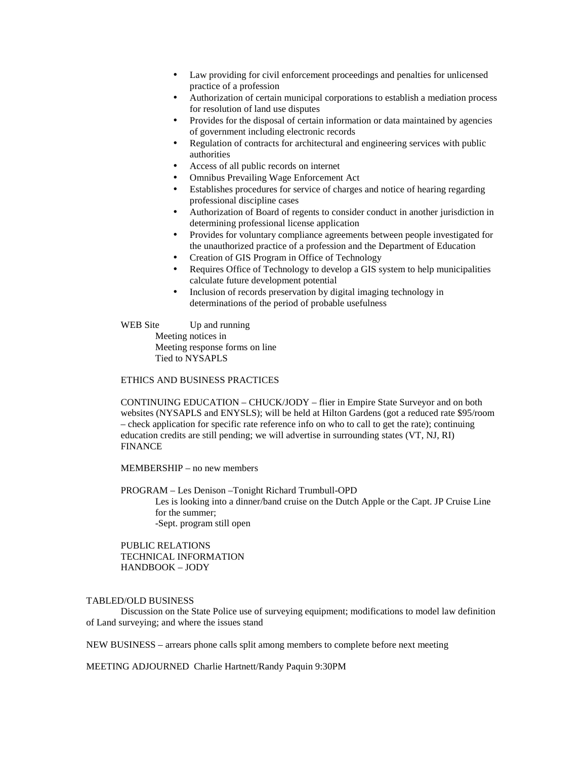- Law providing for civil enforcement proceedings and penalties for unlicensed practice of a profession
- Authorization of certain municipal corporations to establish a mediation process for resolution of land use disputes
- Provides for the disposal of certain information or data maintained by agencies of government including electronic records
- Regulation of contracts for architectural and engineering services with public authorities
- Access of all public records on internet
- Omnibus Prevailing Wage Enforcement Act
- Establishes procedures for service of charges and notice of hearing regarding professional discipline cases
- Authorization of Board of regents to consider conduct in another jurisdiction in determining professional license application
- Provides for voluntary compliance agreements between people investigated for the unauthorized practice of a profession and the Department of Education
- Creation of GIS Program in Office of Technology
- Requires Office of Technology to develop a GIS system to help municipalities calculate future development potential
- Inclusion of records preservation by digital imaging technology in determinations of the period of probable usefulness

WEB Site Up and running
Meeting notices in
Meeting response forms on line
Tied to NYSAPLS

ETHICS AND BUSINESS PRACTICES

CONTINUING EDUCATION – CHUCK/JODY – flier in Empire State Surveyor and on both websites (NYSAPLS and ENYSLS); will be held at Hilton Gardens (got a reduced rate $95/room – check application for specific rate reference info on who to call to get the rate); continuing education credits are still pending; we will advertise in surrounding states (VT, NJ, RI)
FINANCE

MEMBERSHIP – no new members

PROGRAM – Les Denison –Tonight Richard Trumbull-OPD
Les is looking into a dinner/band cruise on the Dutch Apple or the Capt. JP Cruise Line for the summer;
-Sept. program still open

PUBLIC RELATIONS
TECHNICAL INFORMATION
HANDBOOK – JODY

TABLED/OLD BUSINESS
Discussion on the State Police use of surveying equipment; modifications to model law definition of Land surveying; and where the issues stand

NEW BUSINESS – arrears phone calls split among members to complete before next meeting

MEETING ADJOURNED Charlie Hartnett/Randy Paquin 9:30PM